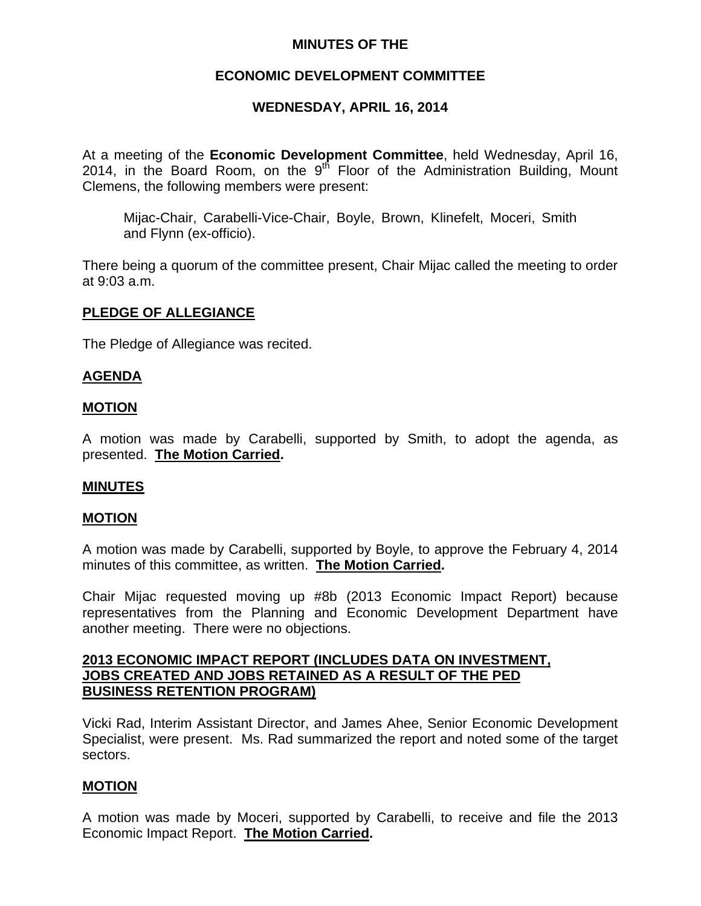# MINUTES OF THE

# ECONOMIC DEVELOPMENT COMMITTEE

# WEDNESDAY, APRIL 16, 2014

At a meeting of the **Economic Development Committee**, held Wednesday, April 16, 2014, in the Board Room, on the 9th Floor of the Administration Building, Mount Clemens, the following members were present:

> Mijac-Chair, Carabelli-Vice-Chair, Boyle, Brown, Klinefelt, Moceri, Smith and Flynn (ex-officio).

There being a quorum of the committee present, Chair Mijac called the meeting to order at 9:03 a.m.

## PLEDGE OF ALLEGIANCE

The Pledge of Allegiance was recited.

## AGENDA

## MOTION

A motion was made by Carabelli, supported by Smith, to adopt the agenda, as presented. **The Motion Carried.**

## MINUTES

## MOTION

A motion was made by Carabelli, supported by Boyle, to approve the February 4, 2014 minutes of this committee, as written. **The Motion Carried.**

Chair Mijac requested moving up #8b (2013 Economic Impact Report) because representatives from the Planning and Economic Development Department have another meeting. There were no objections.

## 2013 ECONOMIC IMPACT REPORT (INCLUDES DATA ON INVESTMENT, JOBS CREATED AND JOBS RETAINED AS A RESULT OF THE PED BUSINESS RETENTION PROGRAM)

Vicki Rad, Interim Assistant Director, and James Ahee, Senior Economic Development Specialist, were present. Ms. Rad summarized the report and noted some of the target sectors.

## MOTION

A motion was made by Moceri, supported by Carabelli, to receive and file the 2013 Economic Impact Report. **The Motion Carried.**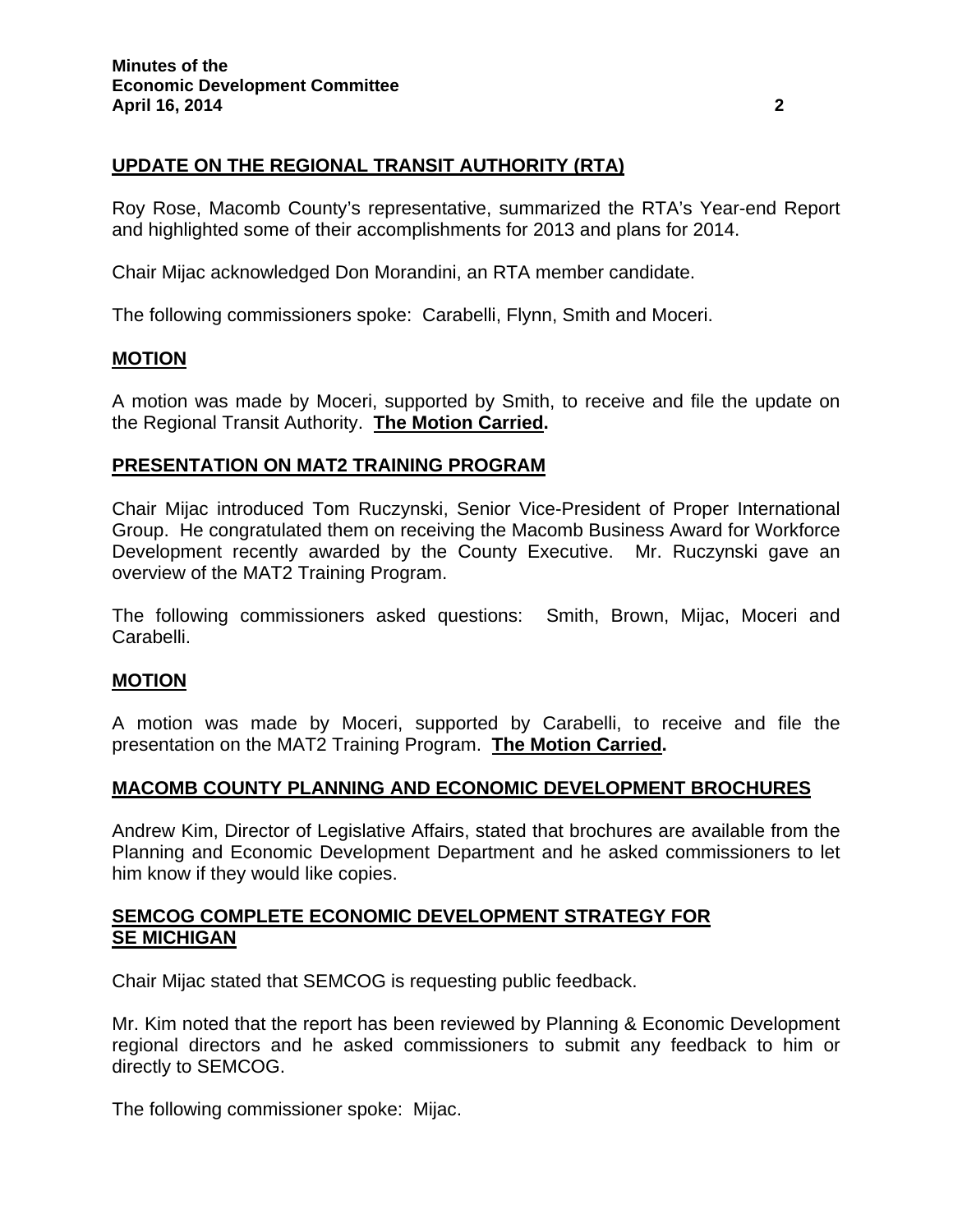## UPDATE ON THE REGIONAL TRANSIT AUTHORITY (RTA)

Roy Rose, Macomb County's representative, summarized the RTA's Year-end Report and highlighted some of their accomplishments for 2013 and plans for 2014.

Chair Mijac acknowledged Don Morandini, an RTA member candidate.

The following commissioners spoke: Carabelli, Flynn, Smith and Moceri.

## MOTION

A motion was made by Moceri, supported by Smith, to receive and file the update on the Regional Transit Authority. **The Motion Carried.**

## PRESENTATION ON MAT2 TRAINING PROGRAM

Chair Mijac introduced Tom Ruczynski, Senior Vice-President of Proper International Group. He congratulated them on receiving the Macomb Business Award for Workforce Development recently awarded by the County Executive. Mr. Ruczynski gave an overview of the MAT2 Training Program.

The following commissioners asked questions: Smith, Brown, Mijac, Moceri and Carabelli.

## MOTION

A motion was made by Moceri, supported by Carabelli, to receive and file the presentation on the MAT2 Training Program. **The Motion Carried.**

## MACOMB COUNTY PLANNING AND ECONOMIC DEVELOPMENT BROCHURES

Andrew Kim, Director of Legislative Affairs, stated that brochures are available from the Planning and Economic Development Department and he asked commissioners to let him know if they would like copies.

## SEMCOG COMPLETE ECONOMIC DEVELOPMENT STRATEGY FOR SE MICHIGAN

Chair Mijac stated that SEMCOG is requesting public feedback.

Mr. Kim noted that the report has been reviewed by Planning & Economic Development regional directors and he asked commissioners to submit any feedback to him or directly to SEMCOG.

The following commissioner spoke: Mijac.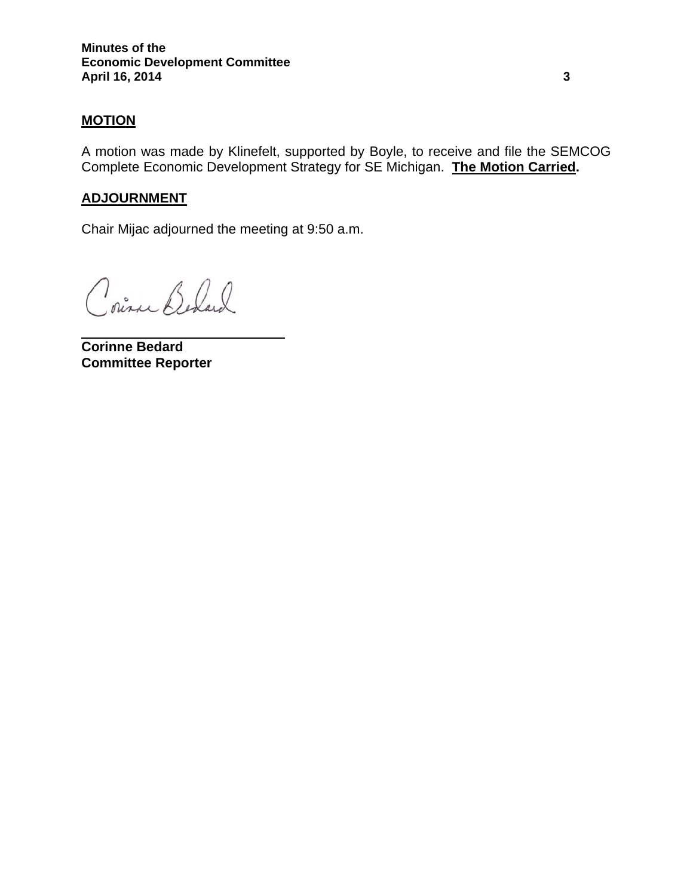**MOTION**

A motion was made by Klinefelt, supported by Boyle, to receive and file the SEMCOG Complete Economic Development Strategy for SE Michigan. **The Motion Carried.**

**ADJOURNMENT**

Chair Mijac adjourned the meeting at 9:50 a.m.

**Corinne Bedard**
**Committee Reporter**